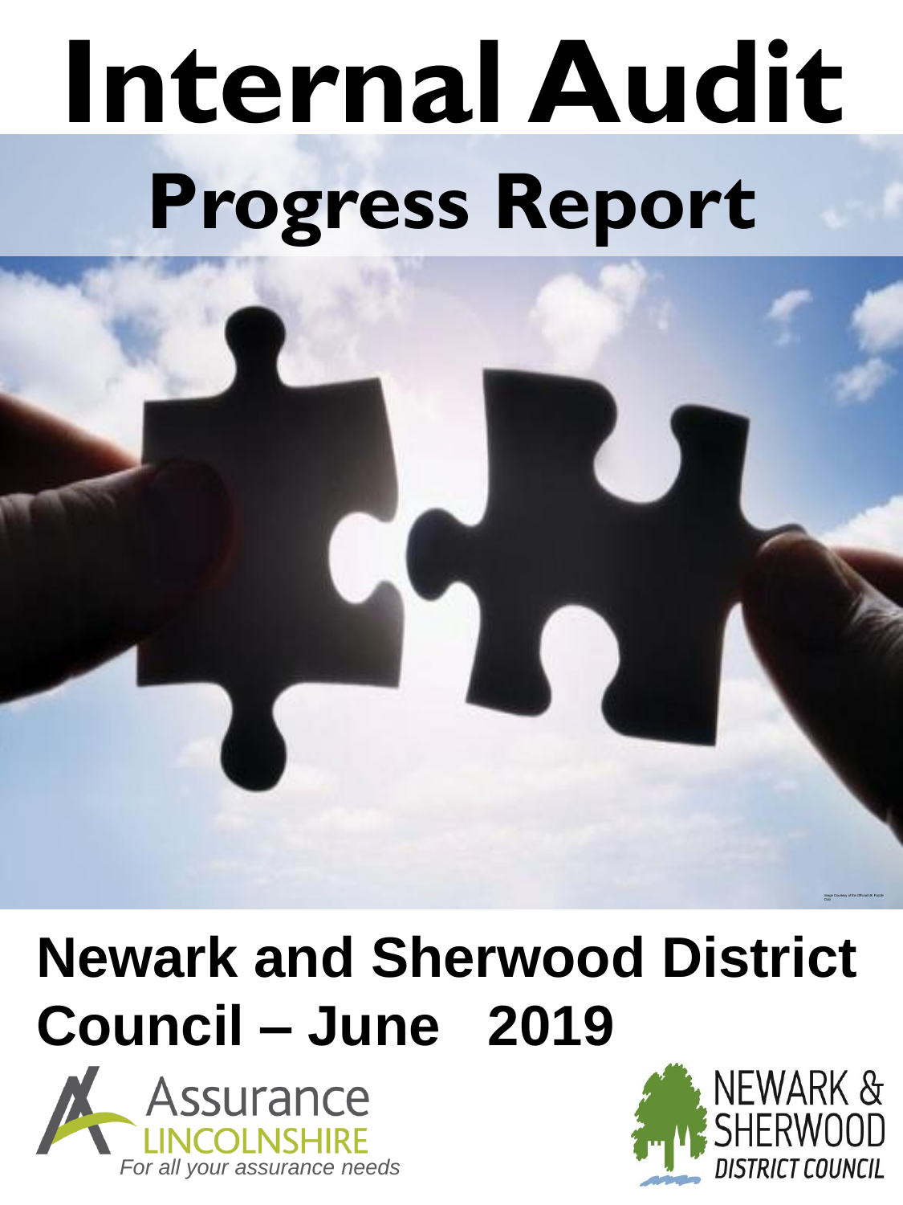# Internal Audit

## Progress Report

Image Courtesy of the Official UK Puzzle Club

## Newark and Sherwood District Council – June 2019

Assurance LINCOLNSHIRE

*For all your assurance needs*

NEWARK & SHERWOOD DISTRICT COUNCIL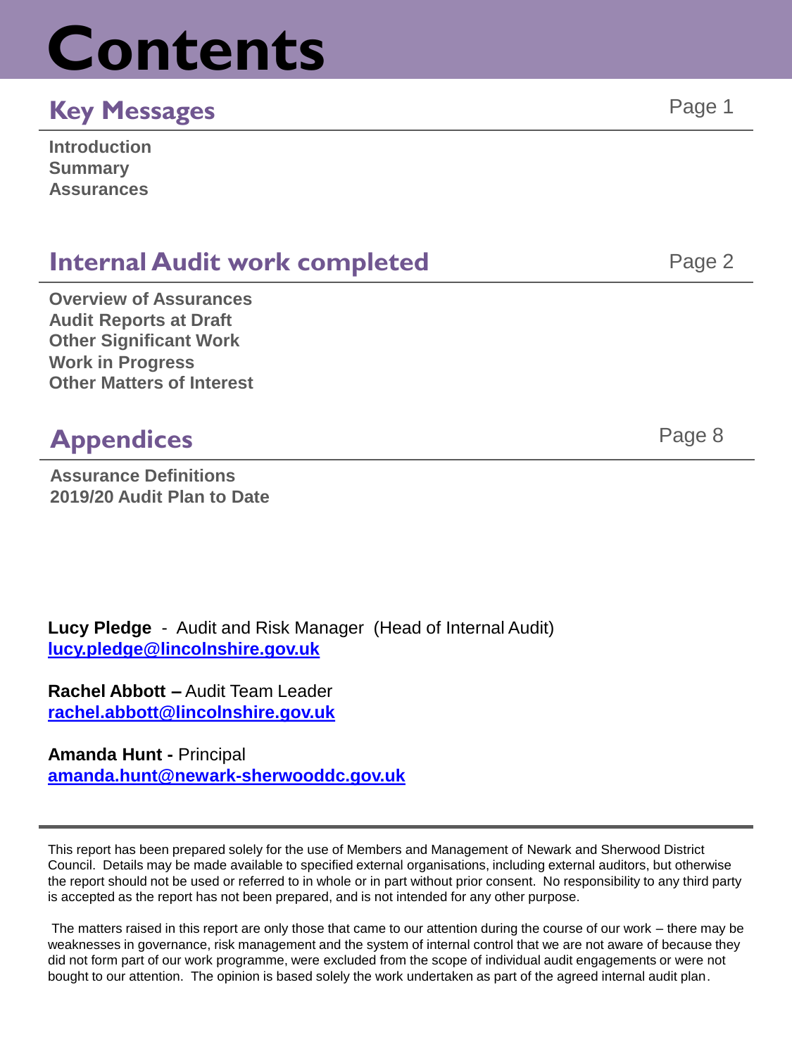# Contents

## Key Messages

Page 1

**Introduction**
**Summary**
**Assurances**

## Internal Audit work completed

Page 2

**Overview of Assurances**
**Audit Reports at Draft**
**Other Significant Work**
**Work in Progress**
**Other Matters of Interest**

## Appendices

Page 8

**Assurance Definitions**
**2019/20 Audit Plan to Date**

**Lucy Pledge** - Audit and Risk Manager (Head of Internal Audit)
**lucy.pledge@lincolnshire.gov.uk**

**Rachel Abbott –** Audit Team Leader
**rachel.abbott@lincolnshire.gov.uk**

**Amanda Hunt -** Principal
**amanda.hunt@newark-sherwooddc.gov.uk**

This report has been prepared solely for the use of Members and Management of Newark and Sherwood District Council. Details may be made available to specified external organisations, including external auditors, but otherwise the report should not be used or referred to in whole or in part without prior consent. No responsibility to any third party is accepted as the report has not been prepared, and is not intended for any other purpose.

The matters raised in this report are only those that came to our attention during the course of our work – there may be weaknesses in governance, risk management and the system of internal control that we are not aware of because they did not form part of our work programme, were excluded from the scope of individual audit engagements or were not bought to our attention. The opinion is based solely the work undertaken as part of the agreed internal audit plan.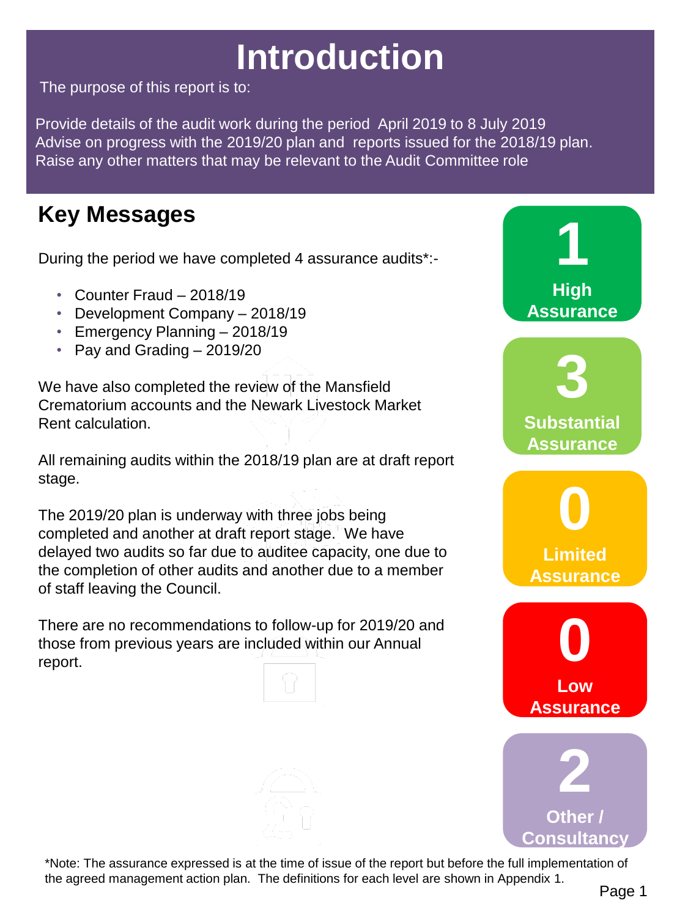# Introduction

The purpose of this report is to:

Provide details of the audit work during the period April 2019 to 8 July 2019
Advise on progress with the 2019/20 plan and reports issued for the 2018/19 plan.
Raise any other matters that may be relevant to the Audit Committee role

## Key Messages

During the period we have completed 4 assurance audits*:-

- Counter Fraud – 2018/19
- Development Company – 2018/19
- Emergency Planning – 2018/19
- Pay and Grading – 2019/20

We have also completed the review of the Mansfield Crematorium accounts and the Newark Livestock Market Rent calculation.

All remaining audits within the 2018/19 plan are at draft report stage.

The 2019/20 plan is underway with three jobs being completed and another at draft report stage. We have delayed two audits so far due to auditee capacity, one due to the completion of other audits and another due to a member of staff leaving the Council.

There are no recommendations to follow-up for 2019/20 and those from previous years are included within our Annual report.

**1** High Assurance

**3** Substantial Assurance

**0** Limited Assurance

**0** Low Assurance

**2** Other / Consultancy

*Note: The assurance expressed is at the time of issue of the report but before the full implementation of the agreed management action plan. The definitions for each level are shown in Appendix 1.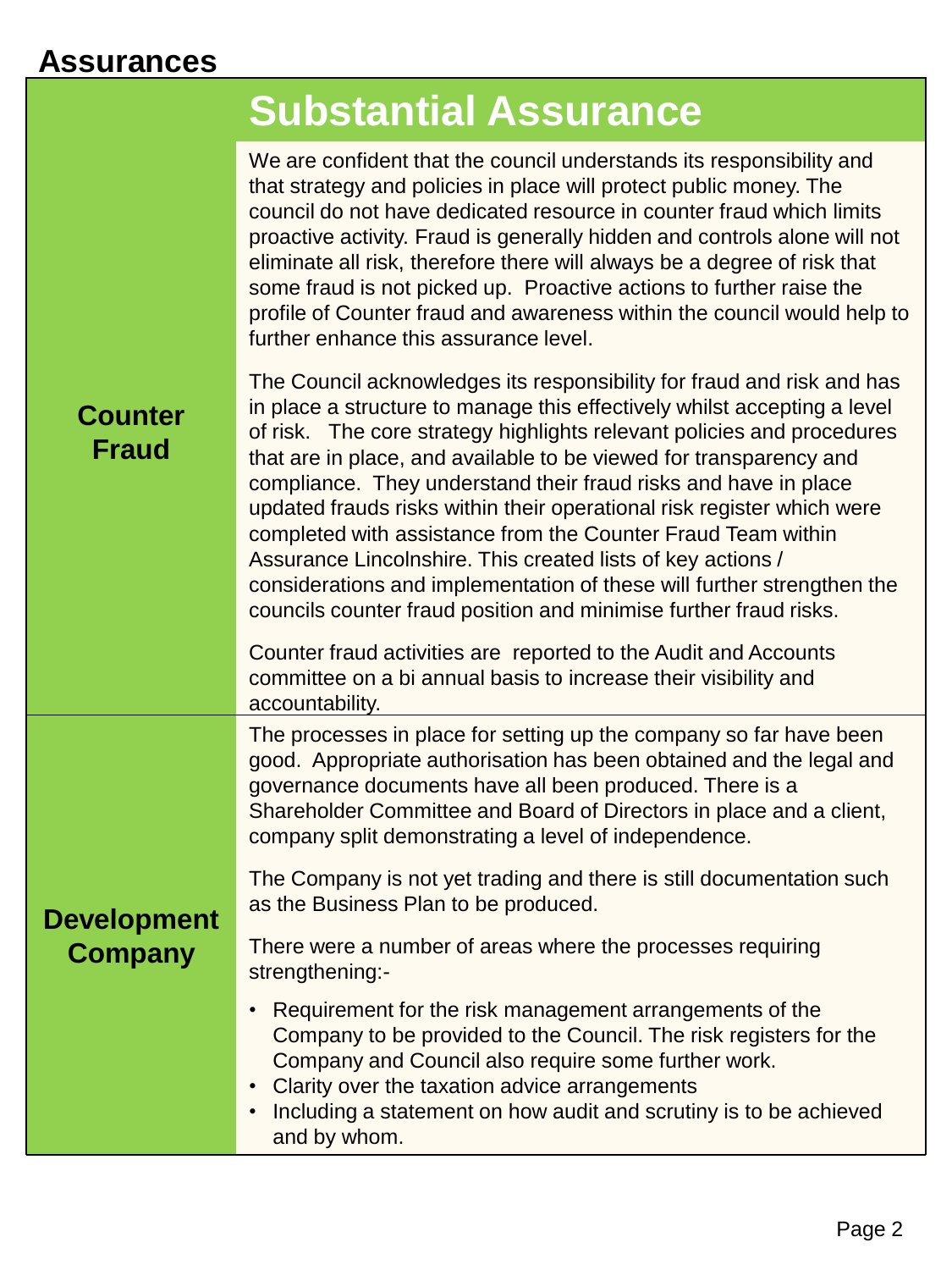## Assurances

| | Substantial Assurance |
|---|---|
| **Counter Fraud** | We are confident that the council understands its responsibility and that strategy and policies in place will protect public money. The council do not have dedicated resource in counter fraud which limits proactive activity. Fraud is generally hidden and controls alone will not eliminate all risk, therefore there will always be a degree of risk that some fraud is not picked up. Proactive actions to further raise the profile of Counter fraud and awareness within the council would help to further enhance this assurance level.<br><br>The Council acknowledges its responsibility for fraud and risk and has in place a structure to manage this effectively whilst accepting a level of risk. The core strategy highlights relevant policies and procedures that are in place, and available to be viewed for transparency and compliance. They understand their fraud risks and have in place updated frauds risks within their operational risk register which were completed with assistance from the Counter Fraud Team within Assurance Lincolnshire. This created lists of key actions / considerations and implementation of these will further strengthen the councils counter fraud position and minimise further fraud risks.<br><br>Counter fraud activities are reported to the Audit and Accounts committee on a bi annual basis to increase their visibility and accountability. |
| **Development Company** | The processes in place for setting up the company so far have been good. Appropriate authorisation has been obtained and the legal and governance documents have all been produced. There is a Shareholder Committee and Board of Directors in place and a client, company split demonstrating a level of independence.<br><br>The Company is not yet trading and there is still documentation such as the Business Plan to be produced.<br><br>There were a number of areas where the processes requiring strengthening:-<br><br>• Requirement for the risk management arrangements of the Company to be provided to the Council. The risk registers for the Company and Council also require some further work.<br>• Clarity over the taxation advice arrangements<br>• Including a statement on how audit and scrutiny is to be achieved and by whom. |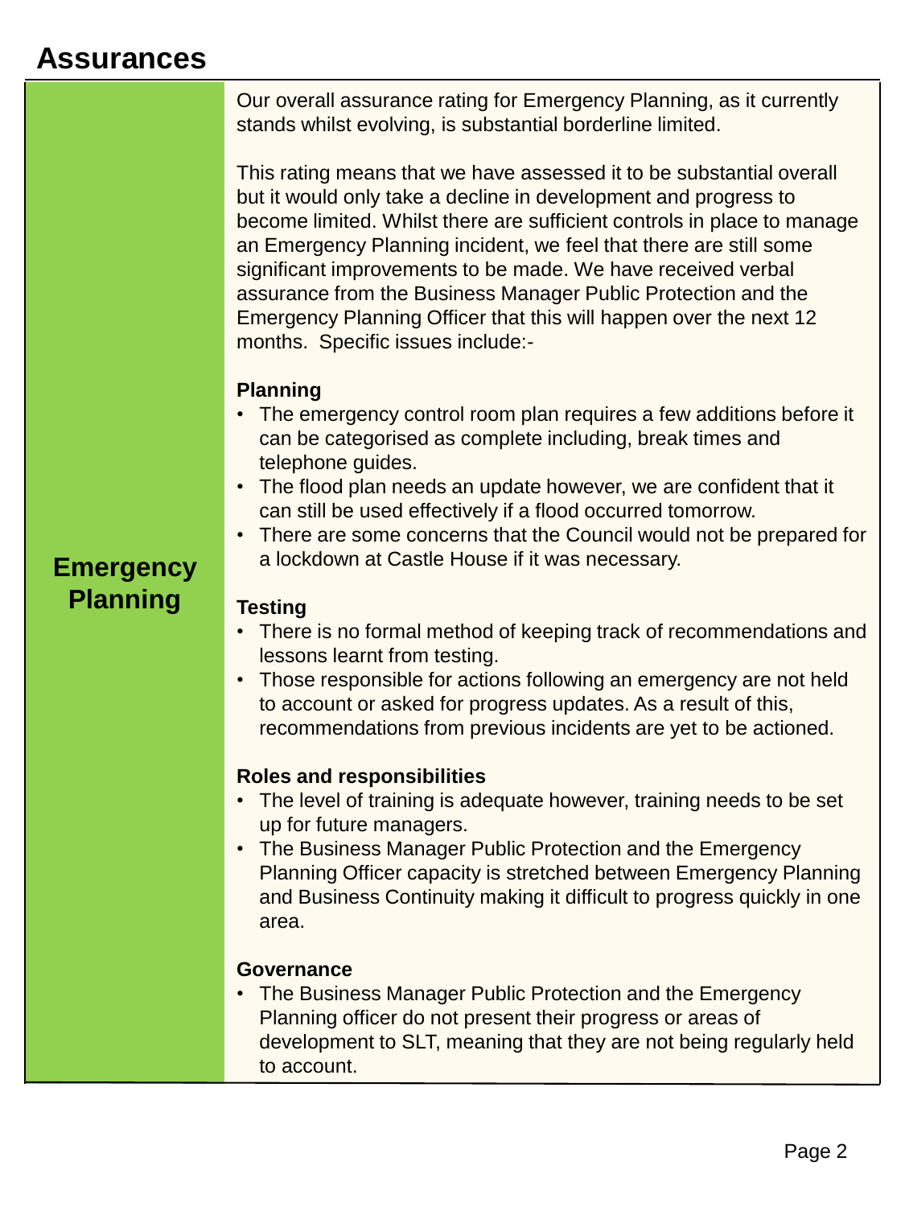# Assurances

## Emergency Planning

Our overall assurance rating for Emergency Planning, as it currently stands whilst evolving, is substantial borderline limited.

This rating means that we have assessed it to be substantial overall but it would only take a decline in development and progress to become limited. Whilst there are sufficient controls in place to manage an Emergency Planning incident, we feel that there are still some significant improvements to be made. We have received verbal assurance from the Business Manager Public Protection and the Emergency Planning Officer that this will happen over the next 12 months. Specific issues include:-

**Planning**

- The emergency control room plan requires a few additions before it can be categorised as complete including, break times and telephone guides.
- The flood plan needs an update however, we are confident that it can still be used effectively if a flood occurred tomorrow.
- There are some concerns that the Council would not be prepared for a lockdown at Castle House if it was necessary.

**Testing**

- There is no formal method of keeping track of recommendations and lessons learnt from testing.
- Those responsible for actions following an emergency are not held to account or asked for progress updates. As a result of this, recommendations from previous incidents are yet to be actioned.

**Roles and responsibilities**

- The level of training is adequate however, training needs to be set up for future managers.
- The Business Manager Public Protection and the Emergency Planning Officer capacity is stretched between Emergency Planning and Business Continuity making it difficult to progress quickly in one area.

**Governance**

- The Business Manager Public Protection and the Emergency Planning officer do not present their progress or areas of development to SLT, meaning that they are not being regularly held to account.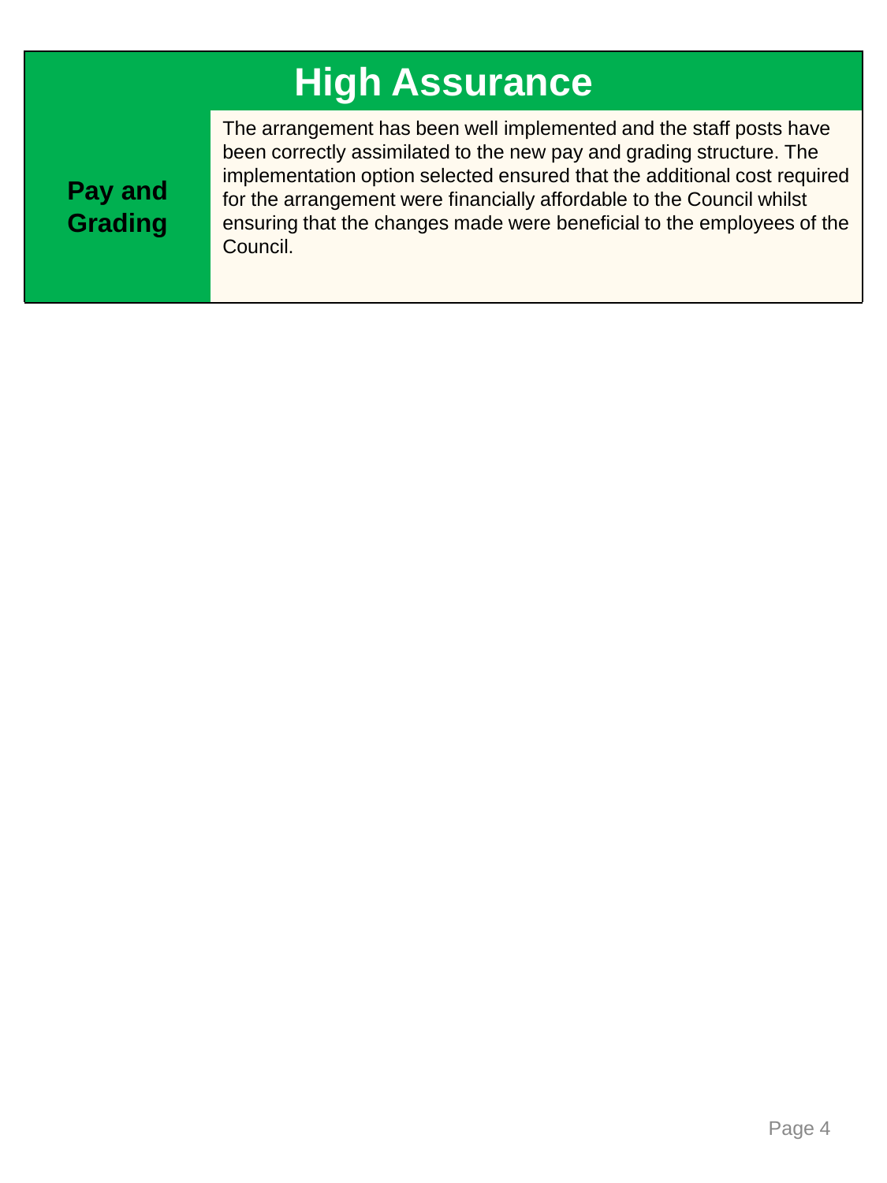# High Assurance

| | |
|---|---|
| **Pay and Grading** | The arrangement has been well implemented and the staff posts have been correctly assimilated to the new pay and grading structure. The implementation option selected ensured that the additional cost required for the arrangement were financially affordable to the Council whilst ensuring that the changes made were beneficial to the employees of the Council. |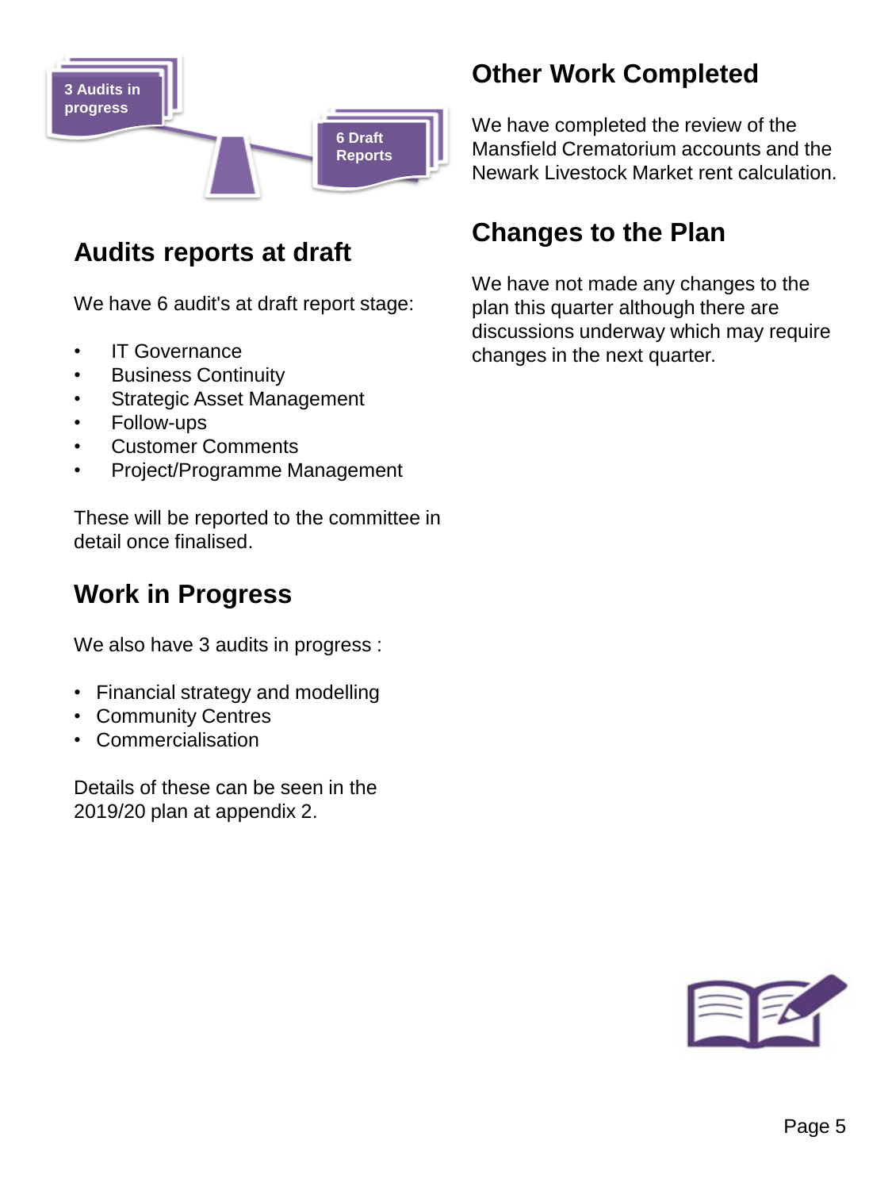3 Audits in progress

6 Draft Reports

## Audits reports at draft

We have 6 audit's at draft report stage:

- IT Governance
- Business Continuity
- Strategic Asset Management
- Follow-ups
- Customer Comments
- Project/Programme Management

These will be reported to the committee in detail once finalised.

## Work in Progress

We also have 3 audits in progress :

- Financial strategy and modelling
- Community Centres
- Commercialisation

Details of these can be seen in the 2019/20 plan at appendix 2.

## Other Work Completed

We have completed the review of the Mansfield Crematorium accounts and the Newark Livestock Market rent calculation.

## Changes to the Plan

We have not made any changes to the plan this quarter although there are discussions underway which may require changes in the next quarter.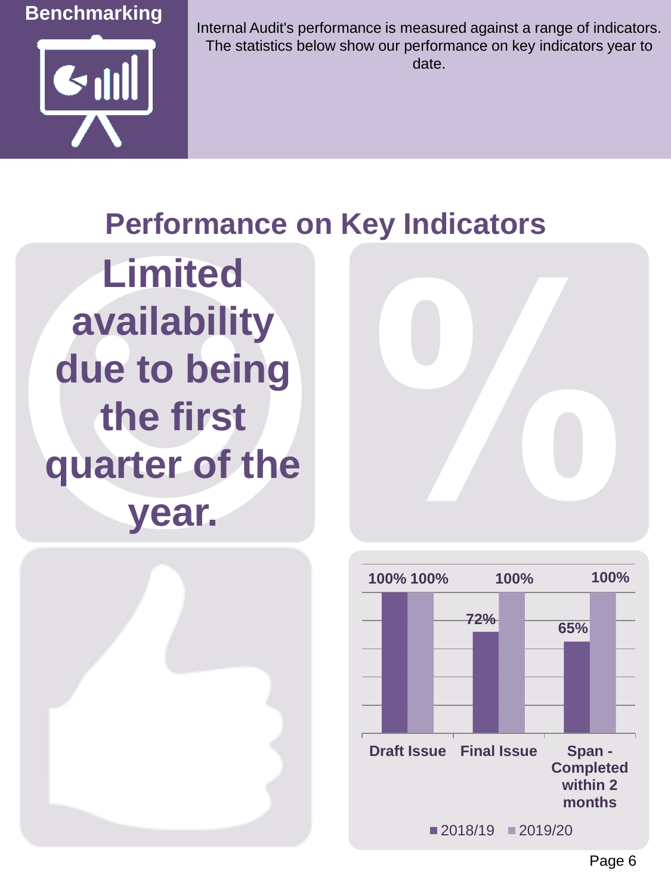## Benchmarking

Internal Audit's performance is measured against a range of indicators. The statistics below show our performance on key indicators year to date.

# Performance on Key Indicators

**Limited availability due to being the first quarter of the year.**

| | 2018/19 | 2019/20 |
|---|---|---|
| Draft Issue | 100% | 100% |
| Final Issue | 72% | 100% |
| Span - Completed within 2 months | 65% | 100% |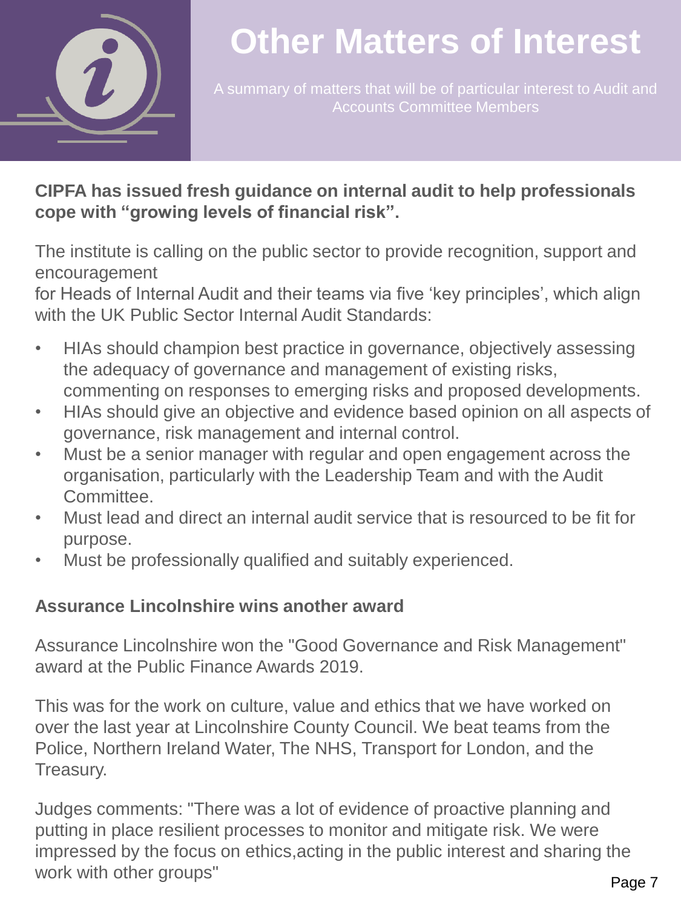# Other Matters of Interest

A summary of matters that will be of particular interest to Audit and Accounts Committee Members

**CIPFA has issued fresh guidance on internal audit to help professionals cope with "growing levels of financial risk".**

The institute is calling on the public sector to provide recognition, support and encouragement for Heads of Internal Audit and their teams via five 'key principles', which align with the UK Public Sector Internal Audit Standards:

- HIAs should champion best practice in governance, objectively assessing the adequacy of governance and management of existing risks, commenting on responses to emerging risks and proposed developments.
- HIAs should give an objective and evidence based opinion on all aspects of governance, risk management and internal control.
- Must be a senior manager with regular and open engagement across the organisation, particularly with the Leadership Team and with the Audit Committee.
- Must lead and direct an internal audit service that is resourced to be fit for purpose.
- Must be professionally qualified and suitably experienced.

**Assurance Lincolnshire wins another award**

Assurance Lincolnshire won the "Good Governance and Risk Management" award at the Public Finance Awards 2019.

This was for the work on culture, value and ethics that we have worked on over the last year at Lincolnshire County Council. We beat teams from the Police, Northern Ireland Water, The NHS, Transport for London, and the Treasury.

Judges comments: "There was a lot of evidence of proactive planning and putting in place resilient processes to monitor and mitigate risk. We were impressed by the focus on ethics,acting in the public interest and sharing the work with other groups"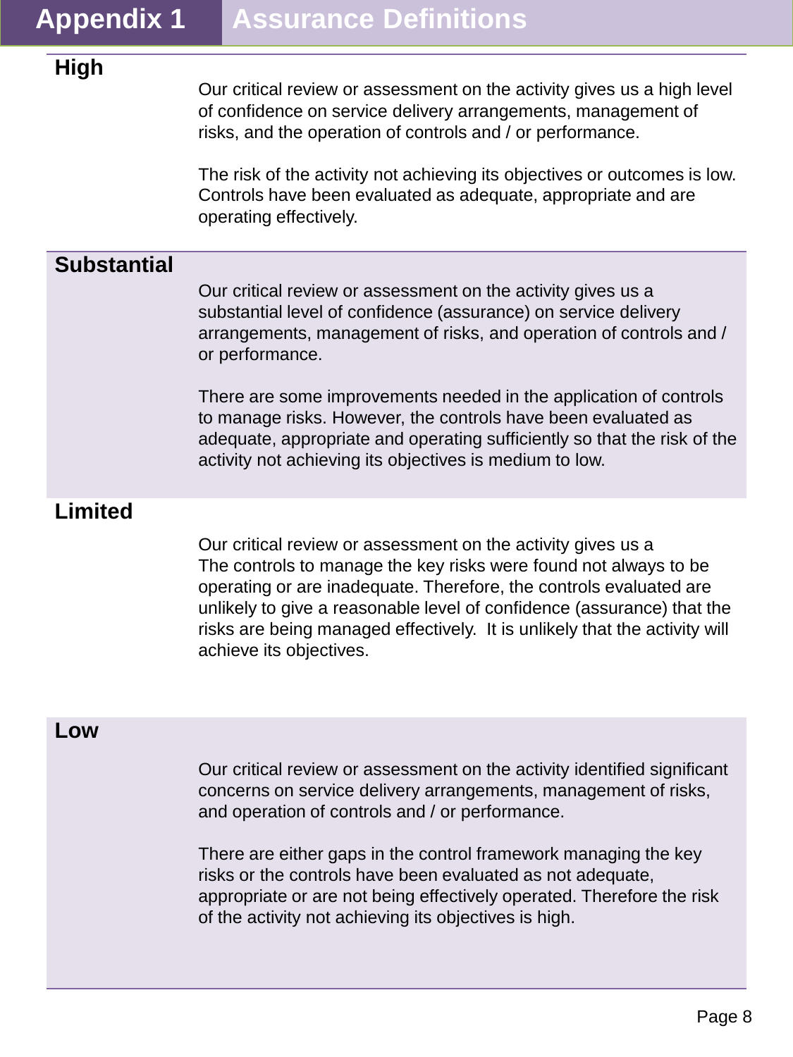# Appendix 1 Assurance Definitions

**High**

Our critical review or assessment on the activity gives us a high level of confidence on service delivery arrangements, management of risks, and the operation of controls and / or performance.

The risk of the activity not achieving its objectives or outcomes is low. Controls have been evaluated as adequate, appropriate and are operating effectively.

**Substantial**

Our critical review or assessment on the activity gives us a substantial level of confidence (assurance) on service delivery arrangements, management of risks, and operation of controls and / or performance.

There are some improvements needed in the application of controls to manage risks. However, the controls have been evaluated as adequate, appropriate and operating sufficiently so that the risk of the activity not achieving its objectives is medium to low.

**Limited**

Our critical review or assessment on the activity gives us a
The controls to manage the key risks were found not always to be operating or are inadequate. Therefore, the controls evaluated are unlikely to give a reasonable level of confidence (assurance) that the risks are being managed effectively. It is unlikely that the activity will achieve its objectives.

**Low**

Our critical review or assessment on the activity identified significant concerns on service delivery arrangements, management of risks, and operation of controls and / or performance.

There are either gaps in the control framework managing the key risks or the controls have been evaluated as not adequate, appropriate or are not being effectively operated. Therefore the risk of the activity not achieving its objectives is high.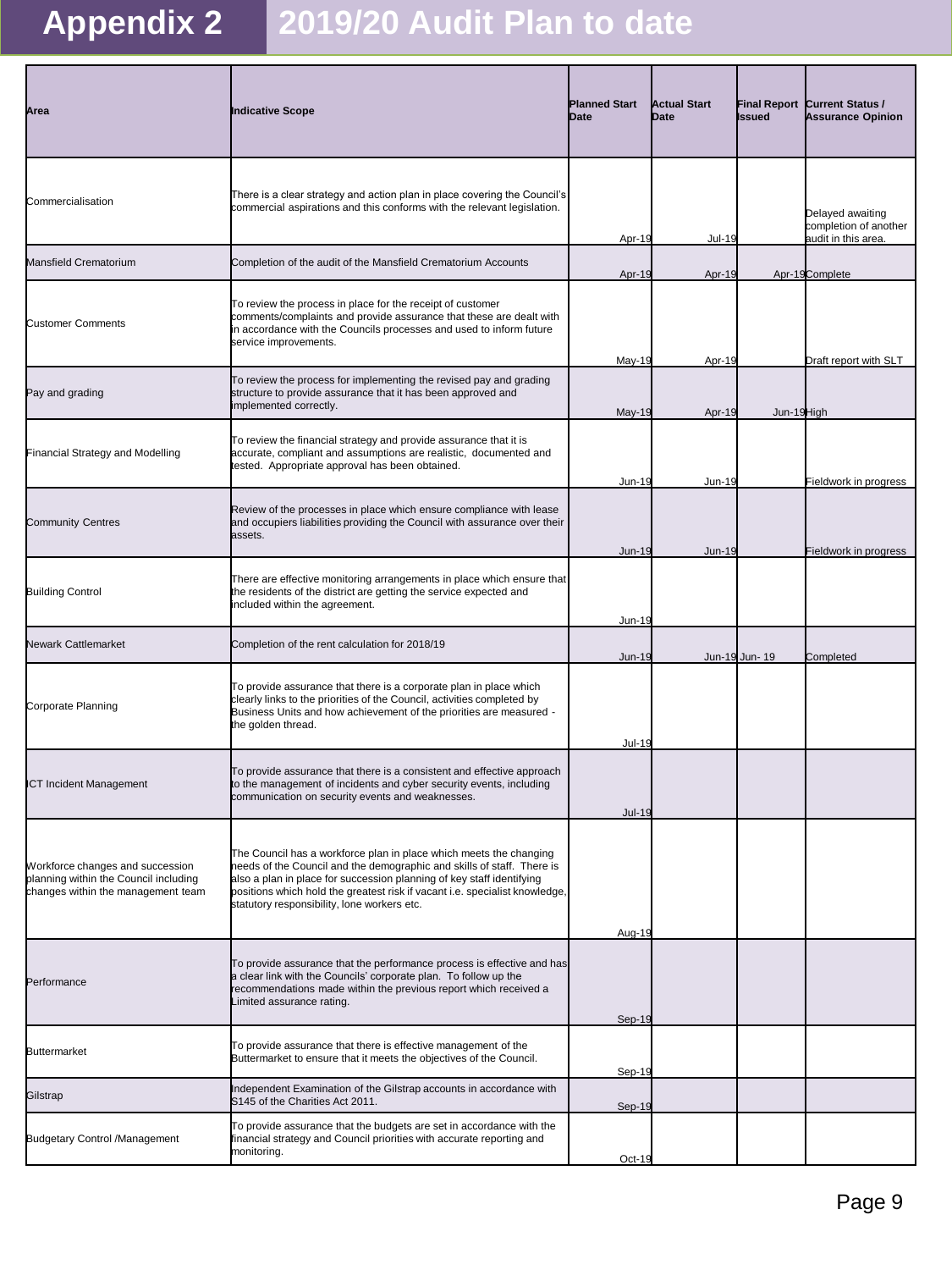# Appendix 2 2019/20 Audit Plan to date

| Area | Indicative Scope | Planned Start Date | Actual Start Date | Final Report Issued | Current Status / Assurance Opinion |
|---|---|---|---|---|---|
| Commercialisation | There is a clear strategy and action plan in place covering the Council's commercial aspirations and this conforms with the relevant legislation. | Apr-19 | Jul-19 | | Delayed awaiting completion of another audit in this area. |
| Mansfield Crematorium | Completion of the audit of the Mansfield Crematorium Accounts | Apr-19 | Apr-19 | Apr-19 | Complete |
| Customer Comments | To review the process in place for the receipt of customer comments/complaints and provide assurance that these are dealt with in accordance with the Councils processes and used to inform future service improvements. | May-19 | Apr-19 | | Draft report with SLT |
| Pay and grading | To review the process for implementing the revised pay and grading structure to provide assurance that it has been approved and implemented correctly. | May-19 | Apr-19 | Jun-19 | High |
| Financial Strategy and Modelling | To review the financial strategy and provide assurance that it is accurate, compliant and assumptions are realistic, documented and tested. Appropriate approval has been obtained. | Jun-19 | Jun-19 | | Fieldwork in progress |
| Community Centres | Review of the processes in place which ensure compliance with lease and occupiers liabilities providing the Council with assurance over their assets. | Jun-19 | Jun-19 | | Fieldwork in progress |
| Building Control | There are effective monitoring arrangements in place which ensure that the residents of the district are getting the service expected and included within the agreement. | Jun-19 | | | |
| Newark Cattlemarket | Completion of the rent calculation for 2018/19 | Jun-19 | Jun-19 | Jun- 19 | Completed |
| Corporate Planning | To provide assurance that there is a corporate plan in place which clearly links to the priorities of the Council, activities completed by Business Units and how achievement of the priorities are measured - the golden thread. | Jul-19 | | | |
| ICT Incident Management | To provide assurance that there is a consistent and effective approach to the management of incidents and cyber security events, including communication on security events and weaknesses. | Jul-19 | | | |
| Workforce changes and succession planning within the Council including changes within the management team | The Council has a workforce plan in place which meets the changing needs of the Council and the demographic and skills of staff. There is also a plan in place for succession planning of key staff identifying positions which hold the greatest risk if vacant i.e. specialist knowledge, statutory responsibility, lone workers etc. | Aug-19 | | | |
| Performance | To provide assurance that the performance process is effective and has a clear link with the Councils' corporate plan. To follow up the recommendations made within the previous report which received a Limited assurance rating. | Sep-19 | | | |
| Buttermarket | To provide assurance that there is effective management of the Buttermarket to ensure that it meets the objectives of the Council. | Sep-19 | | | |
| Gilstrap | Independent Examination of the Gilstrap accounts in accordance with S145 of the Charities Act 2011. | Sep-19 | | | |
| Budgetary Control /Management | To provide assurance that the budgets are set in accordance with the financial strategy and Council priorities with accurate reporting and monitoring. | Oct-19 | | | |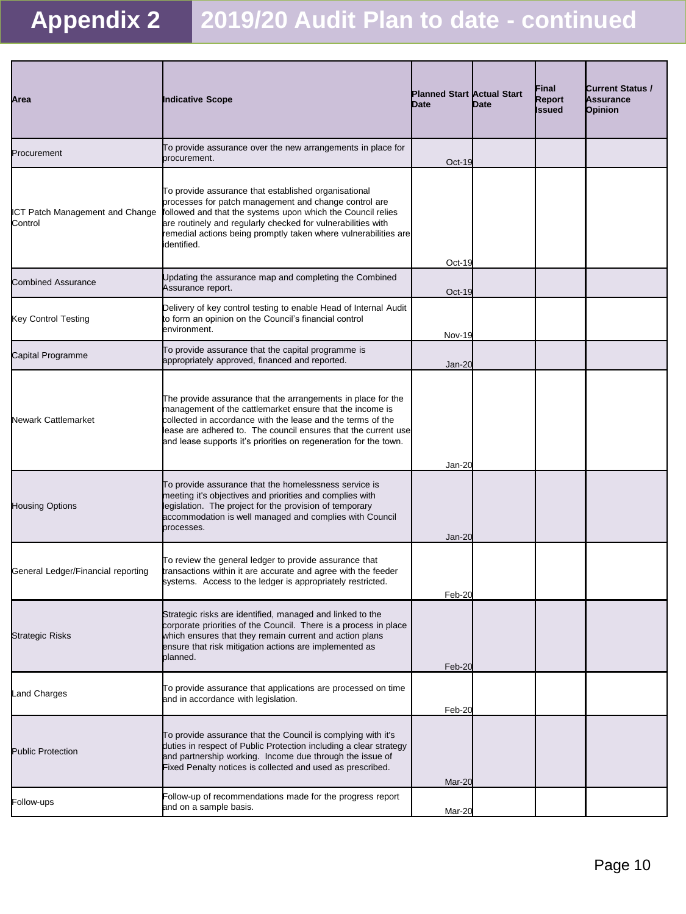# Appendix 2 2019/20 Audit Plan to date - continued

| Area | Indicative Scope | Planned Start Date | Actual Start Date | Final Report Issued | Current Status / Assurance Opinion |
|---|---|---|---|---|---|
| Procurement | To provide assurance over the new arrangements in place for procurement. | Oct-19 | | | |
| ICT Patch Management and Change Control | To provide assurance that established organisational processes for patch management and change control are followed and that the systems upon which the Council relies are routinely and regularly checked for vulnerabilities with remedial actions being promptly taken where vulnerabilities are identified. | Oct-19 | | | |
| Combined Assurance | Updating the assurance map and completing the Combined Assurance report. | Oct-19 | | | |
| Key Control Testing | Delivery of key control testing to enable Head of Internal Audit to form an opinion on the Council's financial control environment. | Nov-19 | | | |
| Capital Programme | To provide assurance that the capital programme is appropriately approved, financed and reported. | Jan-20 | | | |
| Newark Cattlemarket | The provide assurance that the arrangements in place for the management of the cattlemarket ensure that the income is collected in accordance with the lease and the terms of the lease are adhered to. The council ensures that the current use and lease supports it's priorities on regeneration for the town. | Jan-20 | | | |
| Housing Options | To provide assurance that the homelessness service is meeting it's objectives and priorities and complies with legislation. The project for the provision of temporary accommodation is well managed and complies with Council processes. | Jan-20 | | | |
| General Ledger/Financial reporting | To review the general ledger to provide assurance that transactions within it are accurate and agree with the feeder systems. Access to the ledger is appropriately restricted. | Feb-20 | | | |
| Strategic Risks | Strategic risks are identified, managed and linked to the corporate priorities of the Council. There is a process in place which ensures that they remain current and action plans ensure that risk mitigation actions are implemented as planned. | Feb-20 | | | |
| Land Charges | To provide assurance that applications are processed on time and in accordance with legislation. | Feb-20 | | | |
| Public Protection | To provide assurance that the Council is complying with it's duties in respect of Public Protection including a clear strategy and partnership working. Income due through the issue of Fixed Penalty notices is collected and used as prescribed. | Mar-20 | | | |
| Follow-ups | Follow-up of recommendations made for the progress report and on a sample basis. | Mar-20 | | | |